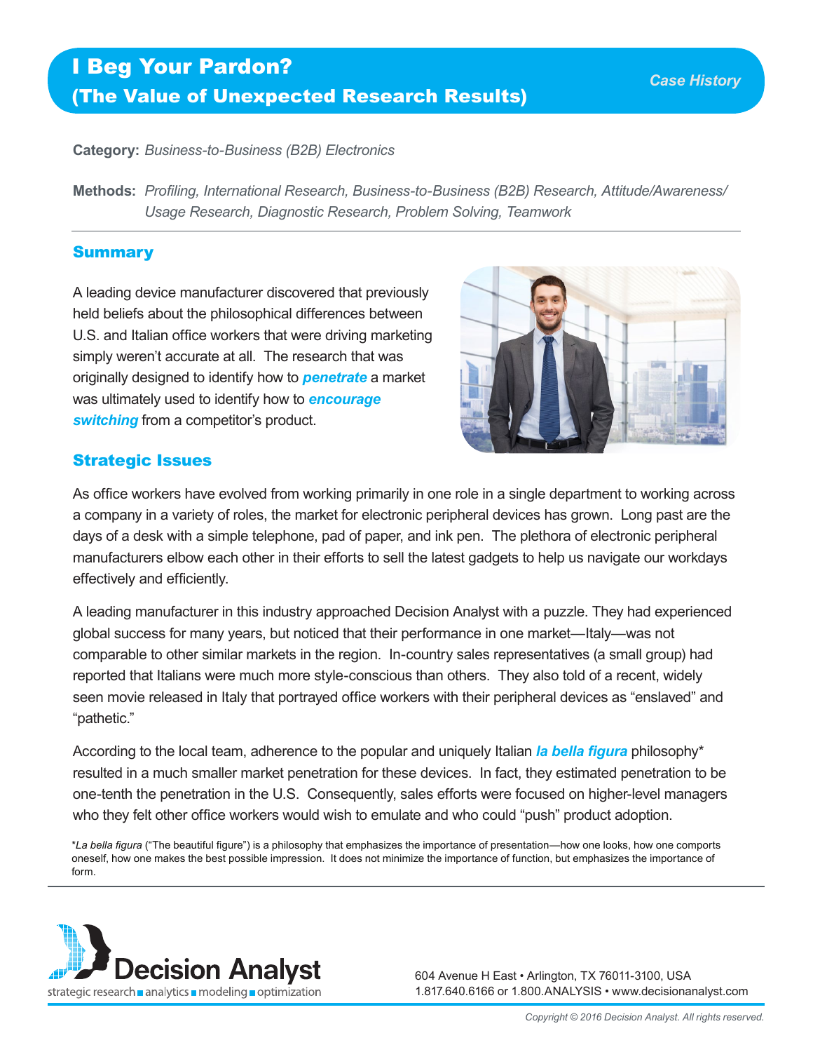# I Beg Your Pardon? (The Value of Unexpected Research Results)

*Case History*

**Category:** *Business-to-Business (B2B) Electronics*

**Methods:** *Profiling, International Research, Business-to-Business (B2B) Research, Attitude/Awareness/Usage Research, Diagnostic Research, Problem Solving, Teamwork*

## Summary

A leading device manufacturer discovered that previously held beliefs about the philosophical differences between U.S. and Italian office workers that were driving marketing simply weren't accurate at all. The research that was originally designed to identify how to ***penetrate*** a market was ultimately used to identify how to ***encourage switching*** from a competitor's product.

## Strategic Issues

As office workers have evolved from working primarily in one role in a single department to working across a company in a variety of roles, the market for electronic peripheral devices has grown. Long past are the days of a desk with a simple telephone, pad of paper, and ink pen. The plethora of electronic peripheral manufacturers elbow each other in their efforts to sell the latest gadgets to help us navigate our workdays effectively and efficiently.

A leading manufacturer in this industry approached Decision Analyst with a puzzle. They had experienced global success for many years, but noticed that their performance in one market—Italy—was not comparable to other similar markets in the region. In-country sales representatives (a small group) had reported that Italians were much more style-conscious than others. They also told of a recent, widely seen movie released in Italy that portrayed office workers with their peripheral devices as "enslaved" and "pathetic."

According to the local team, adherence to the popular and uniquely Italian ***la bella figura*** philosophy* resulted in a much smaller market penetration for these devices. In fact, they estimated penetration to be one-tenth the penetration in the U.S. Consequently, sales efforts were focused on higher-level managers who they felt other office workers would wish to emulate and who could "push" product adoption.

**La bella figura* ("The beautiful figure") is a philosophy that emphasizes the importance of presentation—how one looks, how one comports oneself, how one makes the best possible impression. It does not minimize the importance of function, but emphasizes the importance of form.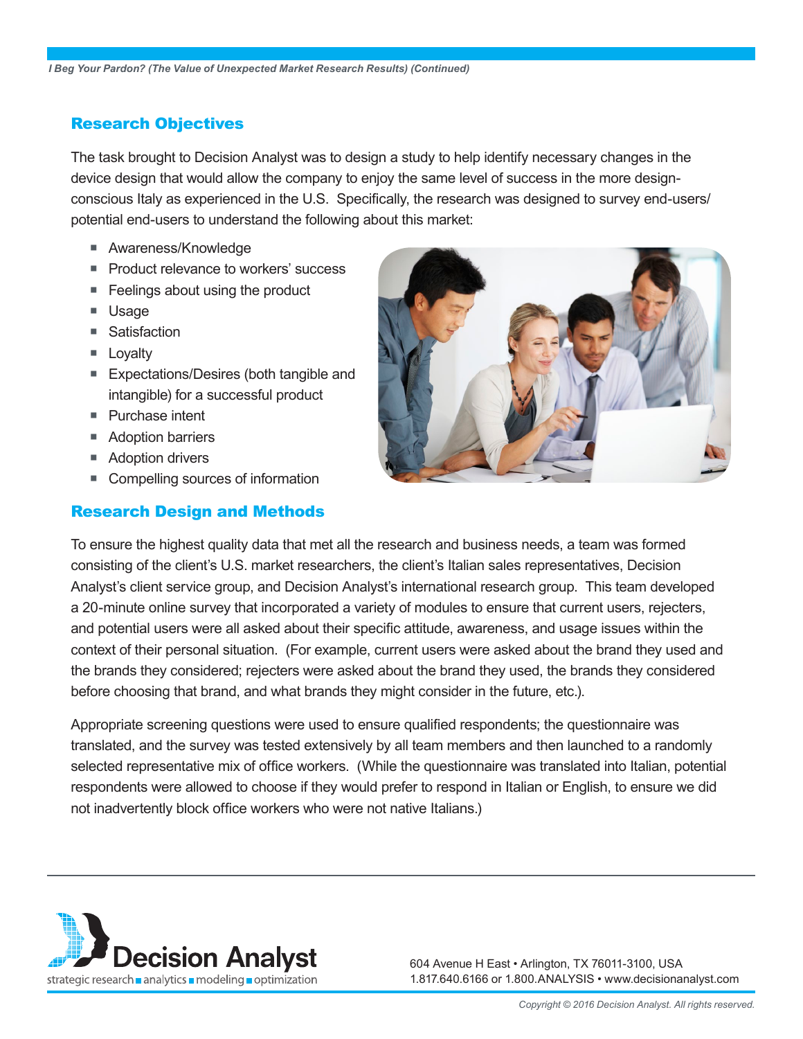## Research Objectives

The task brought to Decision Analyst was to design a study to help identify necessary changes in the device design that would allow the company to enjoy the same level of success in the more design-conscious Italy as experienced in the U.S. Specifically, the research was designed to survey end-users/potential end-users to understand the following about this market:

- Awareness/Knowledge
- Product relevance to workers' success
- Feelings about using the product
- Usage
- Satisfaction
- Loyalty
- Expectations/Desires (both tangible and intangible) for a successful product
- Purchase intent
- Adoption barriers
- Adoption drivers
- Compelling sources of information

## Research Design and Methods

To ensure the highest quality data that met all the research and business needs, a team was formed consisting of the client's U.S. market researchers, the client's Italian sales representatives, Decision Analyst's client service group, and Decision Analyst's international research group. This team developed a 20-minute online survey that incorporated a variety of modules to ensure that current users, rejecters, and potential users were all asked about their specific attitude, awareness, and usage issues within the context of their personal situation. (For example, current users were asked about the brand they used and the brands they considered; rejecters were asked about the brand they used, the brands they considered before choosing that brand, and what brands they might consider in the future, etc.).

Appropriate screening questions were used to ensure qualified respondents; the questionnaire was translated, and the survey was tested extensively by all team members and then launched to a randomly selected representative mix of office workers. (While the questionnaire was translated into Italian, potential respondents were allowed to choose if they would prefer to respond in Italian or English, to ensure we did not inadvertently block office workers who were not native Italians.)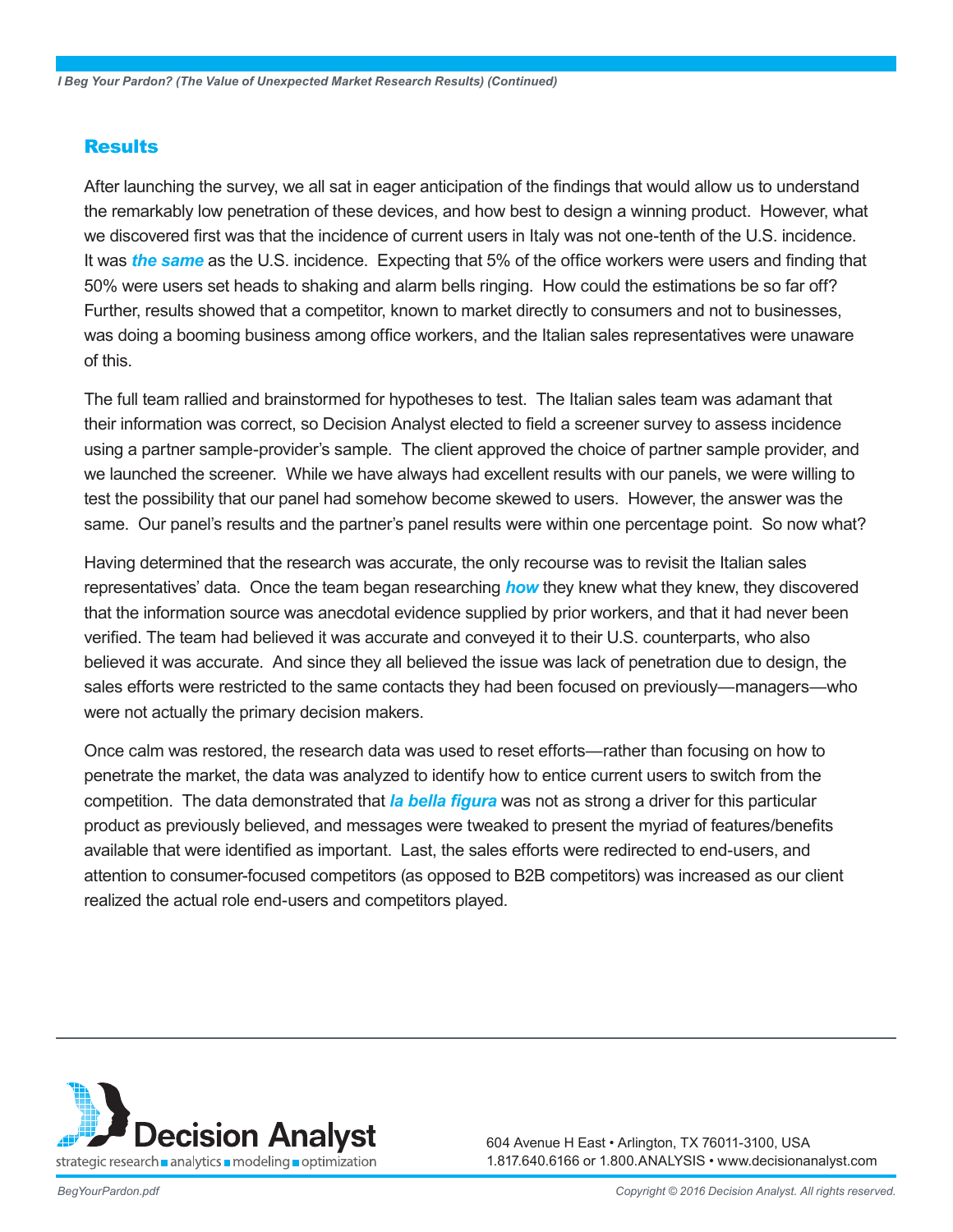## Results

After launching the survey, we all sat in eager anticipation of the findings that would allow us to understand the remarkably low penetration of these devices, and how best to design a winning product. However, what we discovered first was that the incidence of current users in Italy was not one-tenth of the U.S. incidence. It was ***the same*** as the U.S. incidence. Expecting that 5% of the office workers were users and finding that 50% were users set heads to shaking and alarm bells ringing. How could the estimations be so far off? Further, results showed that a competitor, known to market directly to consumers and not to businesses, was doing a booming business among office workers, and the Italian sales representatives were unaware of this.

The full team rallied and brainstormed for hypotheses to test. The Italian sales team was adamant that their information was correct, so Decision Analyst elected to field a screener survey to assess incidence using a partner sample-provider's sample. The client approved the choice of partner sample provider, and we launched the screener. While we have always had excellent results with our panels, we were willing to test the possibility that our panel had somehow become skewed to users. However, the answer was the same. Our panel's results and the partner's panel results were within one percentage point. So now what?

Having determined that the research was accurate, the only recourse was to revisit the Italian sales representatives' data. Once the team began researching ***how*** they knew what they knew, they discovered that the information source was anecdotal evidence supplied by prior workers, and that it had never been verified. The team had believed it was accurate and conveyed it to their U.S. counterparts, who also believed it was accurate. And since they all believed the issue was lack of penetration due to design, the sales efforts were restricted to the same contacts they had been focused on previously—managers—who were not actually the primary decision makers.

Once calm was restored, the research data was used to reset efforts—rather than focusing on how to penetrate the market, the data was analyzed to identify how to entice current users to switch from the competition. The data demonstrated that ***la bella figura*** was not as strong a driver for this particular product as previously believed, and messages were tweaked to present the myriad of features/benefits available that were identified as important. Last, the sales efforts were redirected to end-users, and attention to consumer-focused competitors (as opposed to B2B competitors) was increased as our client realized the actual role end-users and competitors played.